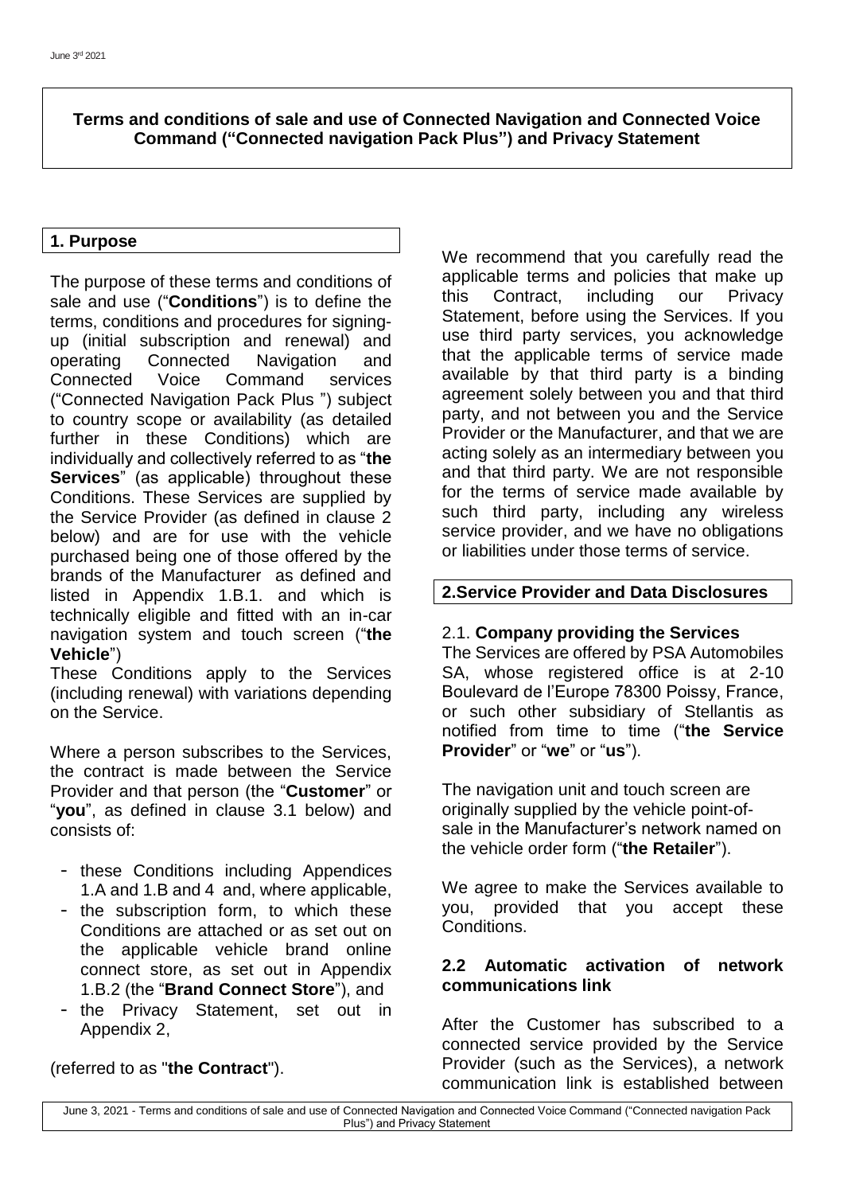**Terms and conditions of sale and use of Connected Navigation and Connected Voice Command ("Connected navigation Pack Plus") and Privacy Statement**

## 1. Purpose

The purpose of these terms and conditions of sale and use ("**Conditions**") is to define the terms, conditions and procedures for signing-up (initial subscription and renewal) and operating Connected Navigation and Connected Voice Command services ("Connected Navigation Pack Plus ") subject to country scope or availability (as detailed further in these Conditions) which are individually and collectively referred to as "**the Services**" (as applicable) throughout these Conditions. These Services are supplied by the Service Provider (as defined in clause 2 below) and are for use with the vehicle purchased being one of those offered by the brands of the Manufacturer as defined and listed in Appendix 1.B.1. and which is technically eligible and fitted with an in-car navigation system and touch screen ("**the Vehicle**")

These Conditions apply to the Services (including renewal) with variations depending on the Service.

Where a person subscribes to the Services, the contract is made between the Service Provider and that person (the "**Customer**" or "**you**", as defined in clause 3.1 below) and consists of:

- these Conditions including Appendices 1.A and 1.B and 4 and, where applicable,
- the subscription form, to which these Conditions are attached or as set out on the applicable vehicle brand online connect store, as set out in Appendix 1.B.2 (the "**Brand Connect Store**"), and
- the Privacy Statement, set out in Appendix 2,

(referred to as "**the Contract**").

We recommend that you carefully read the applicable terms and policies that make up this Contract, including our Privacy Statement, before using the Services. If you use third party services, you acknowledge that the applicable terms of service made available by that third party is a binding agreement solely between you and that third party, and not between you and the Service Provider or the Manufacturer, and that we are acting solely as an intermediary between you and that third party. We are not responsible for the terms of service made available by such third party, including any wireless service provider, and we have no obligations or liabilities under those terms of service.

## 2. Service Provider and Data Disclosures

### 2.1. Company providing the Services

The Services are offered by PSA Automobiles SA, whose registered office is at 2-10 Boulevard de l'Europe 78300 Poissy, France, or such other subsidiary of Stellantis as notified from time to time ("**the Service Provider**" or "**we**" or "**us**").

The navigation unit and touch screen are originally supplied by the vehicle point-of-sale in the Manufacturer's network named on the vehicle order form ("**the Retailer**").

We agree to make the Services available to you, provided that you accept these Conditions.

### 2.2 Automatic activation of network communications link

After the Customer has subscribed to a connected service provided by the Service Provider (such as the Services), a network communication link is established between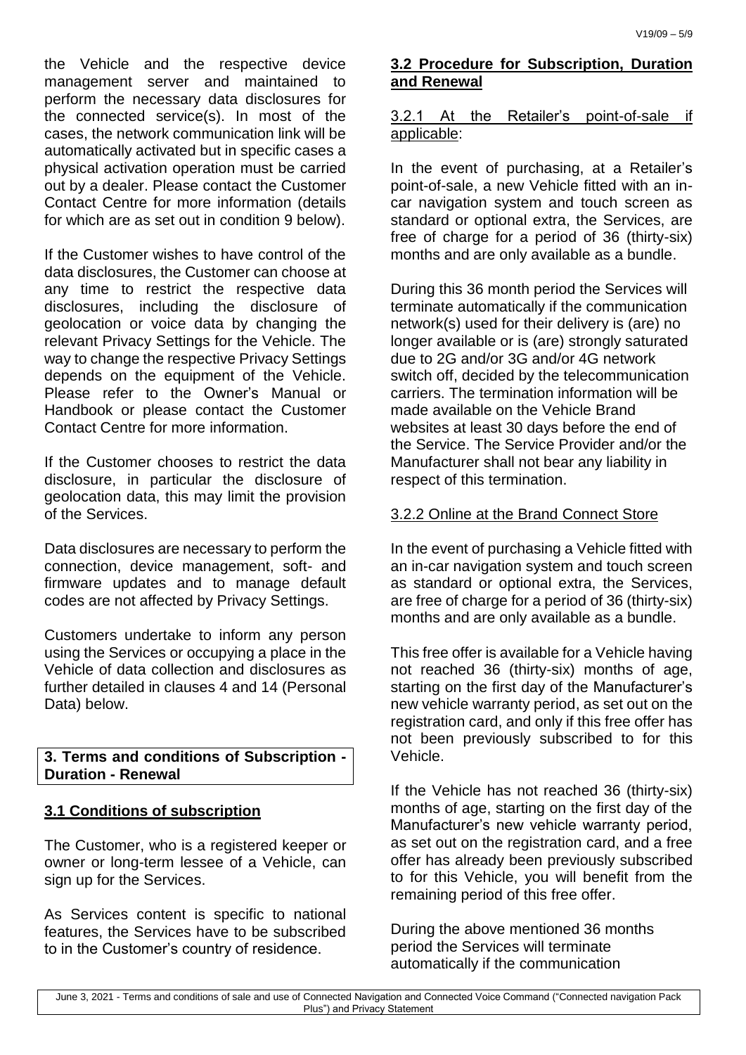the Vehicle and the respective device management server and maintained to perform the necessary data disclosures for the connected service(s). In most of the cases, the network communication link will be automatically activated but in specific cases a physical activation operation must be carried out by a dealer. Please contact the Customer Contact Centre for more information (details for which are as set out in condition 9 below).

If the Customer wishes to have control of the data disclosures, the Customer can choose at any time to restrict the respective data disclosures, including the disclosure of geolocation or voice data by changing the relevant Privacy Settings for the Vehicle. The way to change the respective Privacy Settings depends on the equipment of the Vehicle. Please refer to the Owner's Manual or Handbook or please contact the Customer Contact Centre for more information.

If the Customer chooses to restrict the data disclosure, in particular the disclosure of geolocation data, this may limit the provision of the Services.

Data disclosures are necessary to perform the connection, device management, soft- and firmware updates and to manage default codes are not affected by Privacy Settings.

Customers undertake to inform any person using the Services or occupying a place in the Vehicle of data collection and disclosures as further detailed in clauses 4 and 14 (Personal Data) below.

## 3. Terms and conditions of Subscription - Duration - Renewal

### 3.1 Conditions of subscription

The Customer, who is a registered keeper or owner or long-term lessee of a Vehicle, can sign up for the Services.

As Services content is specific to national features, the Services have to be subscribed to in the Customer's country of residence.

### 3.2 Procedure for Subscription, Duration and Renewal

3.2.1 At the Retailer's point-of-sale if applicable:

In the event of purchasing, at a Retailer's point-of-sale, a new Vehicle fitted with an in-car navigation system and touch screen as standard or optional extra, the Services, are free of charge for a period of 36 (thirty-six) months and are only available as a bundle.

During this 36 month period the Services will terminate automatically if the communication network(s) used for their delivery is (are) no longer available or is (are) strongly saturated due to 2G and/or 3G and/or 4G network switch off, decided by the telecommunication carriers. The termination information will be made available on the Vehicle Brand websites at least 30 days before the end of the Service. The Service Provider and/or the Manufacturer shall not bear any liability in respect of this termination.

3.2.2 Online at the Brand Connect Store

In the event of purchasing a Vehicle fitted with an in-car navigation system and touch screen as standard or optional extra, the Services, are free of charge for a period of 36 (thirty-six) months and are only available as a bundle.

This free offer is available for a Vehicle having not reached 36 (thirty-six) months of age, starting on the first day of the Manufacturer's new vehicle warranty period, as set out on the registration card, and only if this free offer has not been previously subscribed to for this Vehicle.

If the Vehicle has not reached 36 (thirty-six) months of age, starting on the first day of the Manufacturer's new vehicle warranty period, as set out on the registration card, and a free offer has already been previously subscribed to for this Vehicle, you will benefit from the remaining period of this free offer.

During the above mentioned 36 months period the Services will terminate automatically if the communication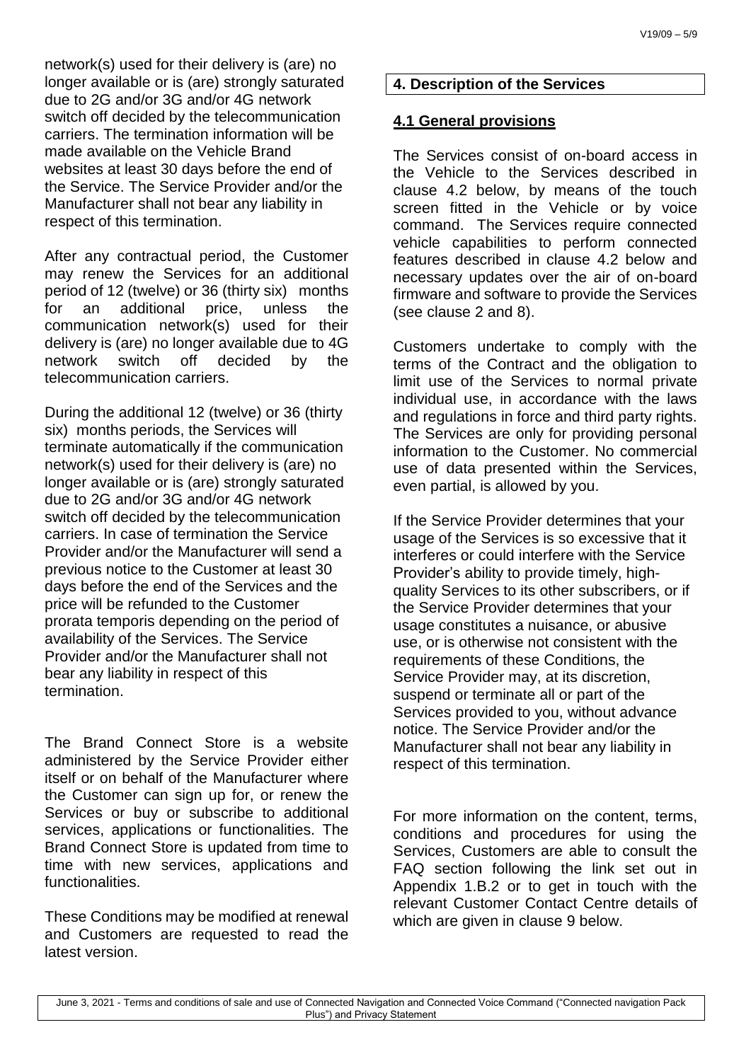network(s) used for their delivery is (are) no longer available or is (are) strongly saturated due to 2G and/or 3G and/or 4G network switch off decided by the telecommunication carriers. The termination information will be made available on the Vehicle Brand websites at least 30 days before the end of the Service. The Service Provider and/or the Manufacturer shall not bear any liability in respect of this termination.

After any contractual period, the Customer may renew the Services for an additional period of 12 (twelve) or 36 (thirty six) months for an additional price, unless the communication network(s) used for their delivery is (are) no longer available due to 4G network switch off decided by the telecommunication carriers.

During the additional 12 (twelve) or 36 (thirty six) months periods, the Services will terminate automatically if the communication network(s) used for their delivery is (are) no longer available or is (are) strongly saturated due to 2G and/or 3G and/or 4G network switch off decided by the telecommunication carriers. In case of termination the Service Provider and/or the Manufacturer will send a previous notice to the Customer at least 30 days before the end of the Services and the price will be refunded to the Customer prorata temporis depending on the period of availability of the Services. The Service Provider and/or the Manufacturer shall not bear any liability in respect of this termination.

The Brand Connect Store is a website administered by the Service Provider either itself or on behalf of the Manufacturer where the Customer can sign up for, or renew the Services or buy or subscribe to additional services, applications or functionalities. The Brand Connect Store is updated from time to time with new services, applications and functionalities.

These Conditions may be modified at renewal and Customers are requested to read the latest version.

## 4. Description of the Services

### 4.1 General provisions

The Services consist of on-board access in the Vehicle to the Services described in clause 4.2 below, by means of the touch screen fitted in the Vehicle or by voice command. The Services require connected vehicle capabilities to perform connected features described in clause 4.2 below and necessary updates over the air of on-board firmware and software to provide the Services (see clause 2 and 8).

Customers undertake to comply with the terms of the Contract and the obligation to limit use of the Services to normal private individual use, in accordance with the laws and regulations in force and third party rights. The Services are only for providing personal information to the Customer. No commercial use of data presented within the Services, even partial, is allowed by you.

If the Service Provider determines that your usage of the Services is so excessive that it interferes or could interfere with the Service Provider's ability to provide timely, high-quality Services to its other subscribers, or if the Service Provider determines that your usage constitutes a nuisance, or abusive use, or is otherwise not consistent with the requirements of these Conditions, the Service Provider may, at its discretion, suspend or terminate all or part of the Services provided to you, without advance notice. The Service Provider and/or the Manufacturer shall not bear any liability in respect of this termination.

For more information on the content, terms, conditions and procedures for using the Services, Customers are able to consult the FAQ section following the link set out in Appendix 1.B.2 or to get in touch with the relevant Customer Contact Centre details of which are given in clause 9 below.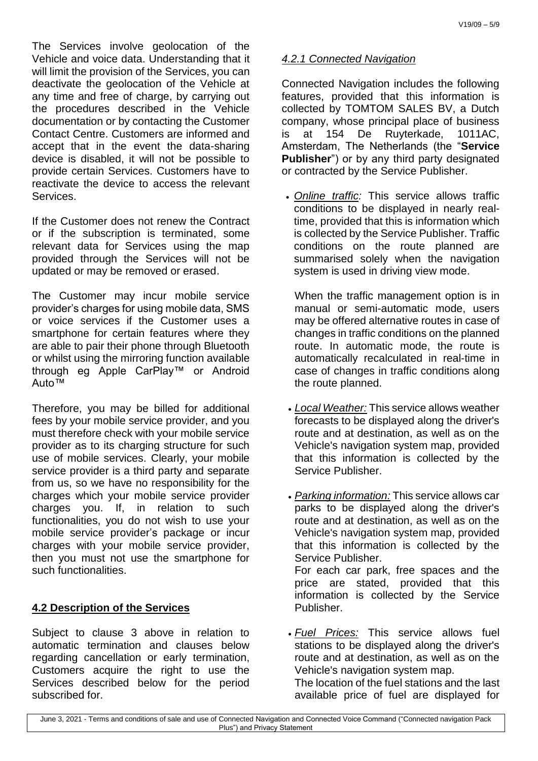The Services involve geolocation of the Vehicle and voice data. Understanding that it will limit the provision of the Services, you can deactivate the geolocation of the Vehicle at any time and free of charge, by carrying out the procedures described in the Vehicle documentation or by contacting the Customer Contact Centre. Customers are informed and accept that in the event the data-sharing device is disabled, it will not be possible to provide certain Services. Customers have to reactivate the device to access the relevant Services.

If the Customer does not renew the Contract or if the subscription is terminated, some relevant data for Services using the map provided through the Services will not be updated or may be removed or erased.

The Customer may incur mobile service provider's charges for using mobile data, SMS or voice services if the Customer uses a smartphone for certain features where they are able to pair their phone through Bluetooth or whilst using the mirroring function available through eg Apple CarPlay™ or Android Auto™

Therefore, you may be billed for additional fees by your mobile service provider, and you must therefore check with your mobile service provider as to its charging structure for such use of mobile services. Clearly, your mobile service provider is a third party and separate from us, so we have no responsibility for the charges which your mobile service provider charges you. If, in relation to such functionalities, you do not wish to use your mobile service provider's package or incur charges with your mobile service provider, then you must not use the smartphone for such functionalities.

## 4.2 Description of the Services

Subject to clause 3 above in relation to automatic termination and clauses below regarding cancellation or early termination, Customers acquire the right to use the Services described below for the period subscribed for.

### *4.2.1 Connected Navigation*

Connected Navigation includes the following features, provided that this information is collected by TOMTOM SALES BV, a Dutch company, whose principal place of business is at 154 De Ruyterkade, 1011AC, Amsterdam, The Netherlands (the "**Service Publisher**") or by any third party designated or contracted by the Service Publisher.

- *Online traffic:* This service allows traffic conditions to be displayed in nearly real-time, provided that this is information which is collected by the Service Publisher. Traffic conditions on the route planned are summarised solely when the navigation system is used in driving view mode.

  When the traffic management option is in manual or semi-automatic mode, users may be offered alternative routes in case of changes in traffic conditions on the planned route. In automatic mode, the route is automatically recalculated in real-time in case of changes in traffic conditions along the route planned.

- *Local Weather:* This service allows weather forecasts to be displayed along the driver's route and at destination, as well as on the Vehicle's navigation system map, provided that this information is collected by the Service Publisher.

- *Parking information:* This service allows car parks to be displayed along the driver's route and at destination, as well as on the Vehicle's navigation system map, provided that this information is collected by the Service Publisher.
  For each car park, free spaces and the price are stated, provided that this information is collected by the Service Publisher.

- *Fuel Prices:* This service allows fuel stations to be displayed along the driver's route and at destination, as well as on the Vehicle's navigation system map.
  The location of the fuel stations and the last available price of fuel are displayed for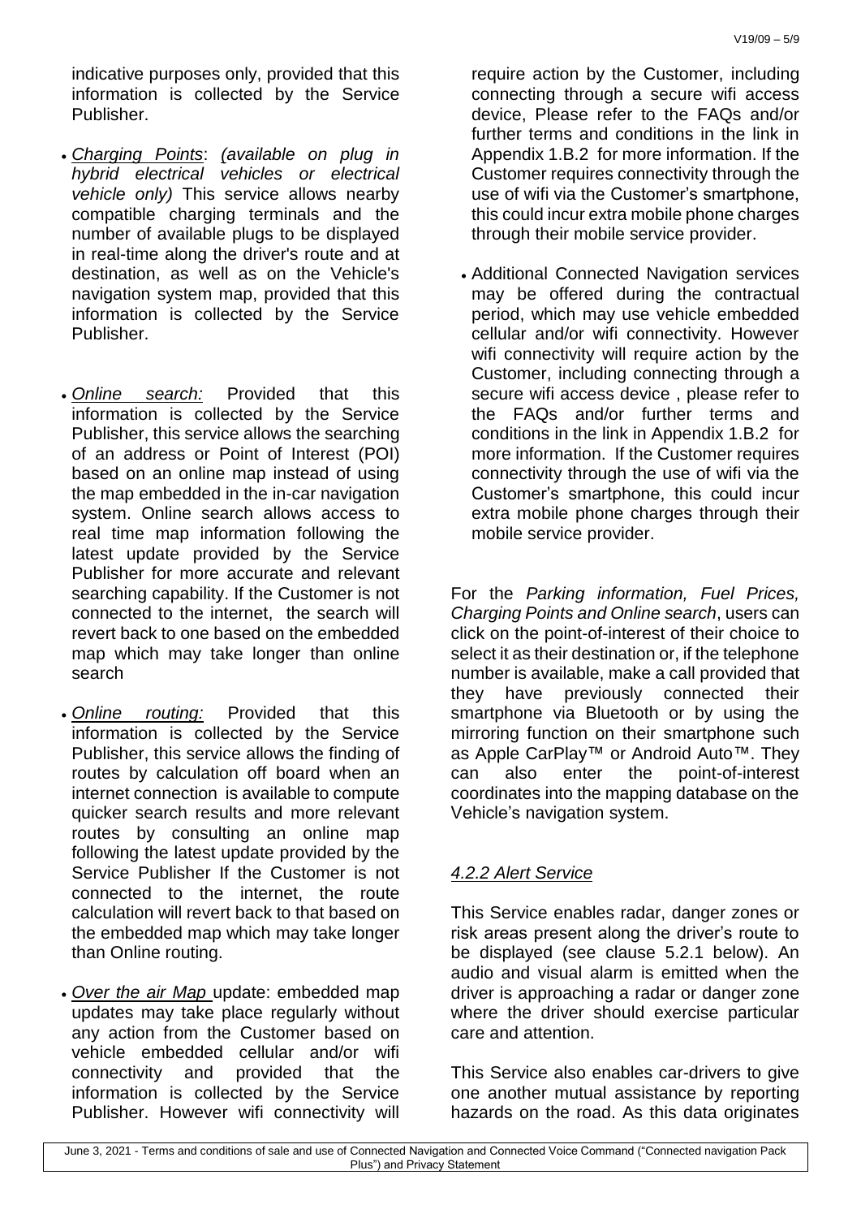indicative purposes only, provided that this information is collected by the Service Publisher.

- *Charging Points*: *(available on plug in hybrid electrical vehicles or electrical vehicle only)* This service allows nearby compatible charging terminals and the number of available plugs to be displayed in real-time along the driver's route and at destination, as well as on the Vehicle's navigation system map, provided that this information is collected by the Service Publisher.

- *Online search:* Provided that this information is collected by the Service Publisher, this service allows the searching of an address or Point of Interest (POI) based on an online map instead of using the map embedded in the in-car navigation system. Online search allows access to real time map information following the latest update provided by the Service Publisher for more accurate and relevant searching capability. If the Customer is not connected to the internet, the search will revert back to one based on the embedded map which may take longer than online search

- *Online routing:* Provided that this information is collected by the Service Publisher, this service allows the finding of routes by calculation off board when an internet connection is available to compute quicker search results and more relevant routes by consulting an online map following the latest update provided by the Service Publisher If the Customer is not connected to the internet, the route calculation will revert back to that based on the embedded map which may take longer than Online routing.

- *Over the air Map* update: embedded map updates may take place regularly without any action from the Customer based on vehicle embedded cellular and/or wifi connectivity and provided that the information is collected by the Service Publisher. However wifi connectivity will require action by the Customer, including connecting through a secure wifi access device, Please refer to the FAQs and/or further terms and conditions in the link in Appendix 1.B.2 for more information. If the Customer requires connectivity through the use of wifi via the Customer's smartphone, this could incur extra mobile phone charges through their mobile service provider.

- Additional Connected Navigation services may be offered during the contractual period, which may use vehicle embedded cellular and/or wifi connectivity. However wifi connectivity will require action by the Customer, including connecting through a secure wifi access device , please refer to the FAQs and/or further terms and conditions in the link in Appendix 1.B.2 for more information. If the Customer requires connectivity through the use of wifi via the Customer's smartphone, this could incur extra mobile phone charges through their mobile service provider.

For the *Parking information, Fuel Prices, Charging Points and Online search*, users can click on the point-of-interest of their choice to select it as their destination or, if the telephone number is available, make a call provided that they have previously connected their smartphone via Bluetooth or by using the mirroring function on their smartphone such as Apple CarPlay™ or Android Auto™. They can also enter the point-of-interest coordinates into the mapping database on the Vehicle's navigation system.

### *4.2.2 Alert Service*

This Service enables radar, danger zones or risk areas present along the driver's route to be displayed (see clause 5.2.1 below). An audio and visual alarm is emitted when the driver is approaching a radar or danger zone where the driver should exercise particular care and attention.

This Service also enables car-drivers to give one another mutual assistance by reporting hazards on the road. As this data originates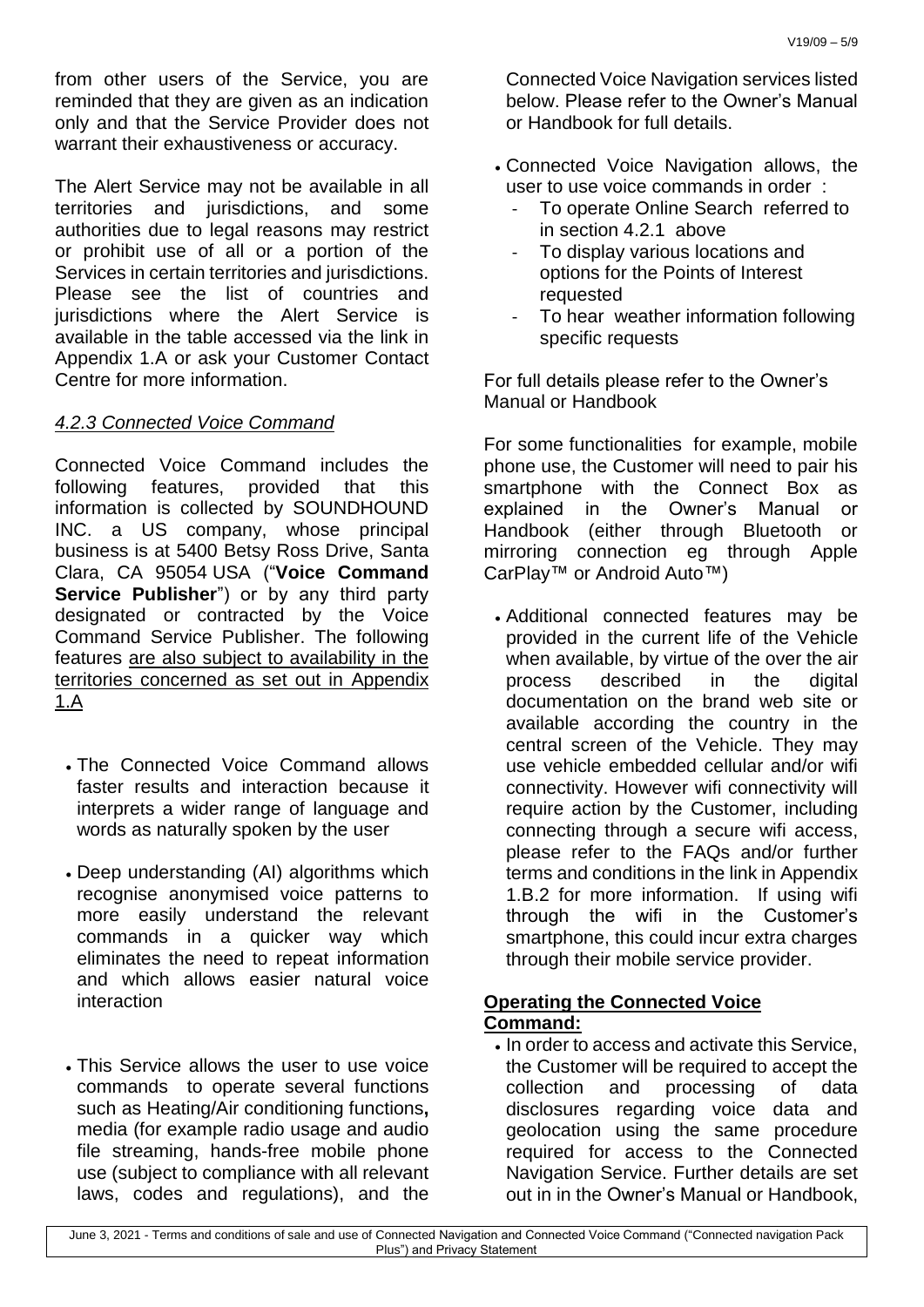from other users of the Service, you are reminded that they are given as an indication only and that the Service Provider does not warrant their exhaustiveness or accuracy.

The Alert Service may not be available in all territories and jurisdictions, and some authorities due to legal reasons may restrict or prohibit use of all or a portion of the Services in certain territories and jurisdictions. Please see the list of countries and jurisdictions where the Alert Service is available in the table accessed via the link in Appendix 1.A or ask your Customer Contact Centre for more information.

### *4.2.3 Connected Voice Command*

Connected Voice Command includes the following features, provided that this information is collected by SOUNDHOUND INC. a US company, whose principal business is at 5400 Betsy Ross Drive, Santa Clara, CA 95054 USA ("**Voice Command Service Publisher**") or by any third party designated or contracted by the Voice Command Service Publisher. The following features <u>are also subject to availability in the territories concerned as set out in Appendix 1.A</u>

- The Connected Voice Command allows faster results and interaction because it interprets a wider range of language and words as naturally spoken by the user
- Deep understanding (AI) algorithms which recognise anonymised voice patterns to more easily understand the relevant commands in a quicker way which eliminates the need to repeat information and which allows easier natural voice interaction
- This Service allows the user to use voice commands to operate several functions such as Heating/Air conditioning functions**,** media (for example radio usage and audio file streaming, hands-free mobile phone use (subject to compliance with all relevant laws, codes and regulations), and the Connected Voice Navigation services listed below. Please refer to the Owner's Manual or Handbook for full details.
- Connected Voice Navigation allows, the user to use voice commands in order :
  - To operate Online Search referred to in section 4.2.1 above
  - To display various locations and options for the Points of Interest requested
  - To hear weather information following specific requests

For full details please refer to the Owner's Manual or Handbook

For some functionalities for example, mobile phone use, the Customer will need to pair his smartphone with the Connect Box as explained in the Owner's Manual or Handbook (either through Bluetooth or mirroring connection eg through Apple CarPlay™ or Android Auto™)

- Additional connected features may be provided in the current life of the Vehicle when available, by virtue of the over the air process described in the digital documentation on the brand web site or available according the country in the central screen of the Vehicle. They may use vehicle embedded cellular and/or wifi connectivity. However wifi connectivity will require action by the Customer, including connecting through a secure wifi access, please refer to the FAQs and/or further terms and conditions in the link in Appendix 1.B.2 for more information. If using wifi through the wifi in the Customer's smartphone, this could incur extra charges through their mobile service provider.

**<u>Operating the Connected Voice Command:</u>**

- In order to access and activate this Service, the Customer will be required to accept the collection and processing of data disclosures regarding voice data and geolocation using the same procedure required for access to the Connected Navigation Service. Further details are set out in in the Owner's Manual or Handbook,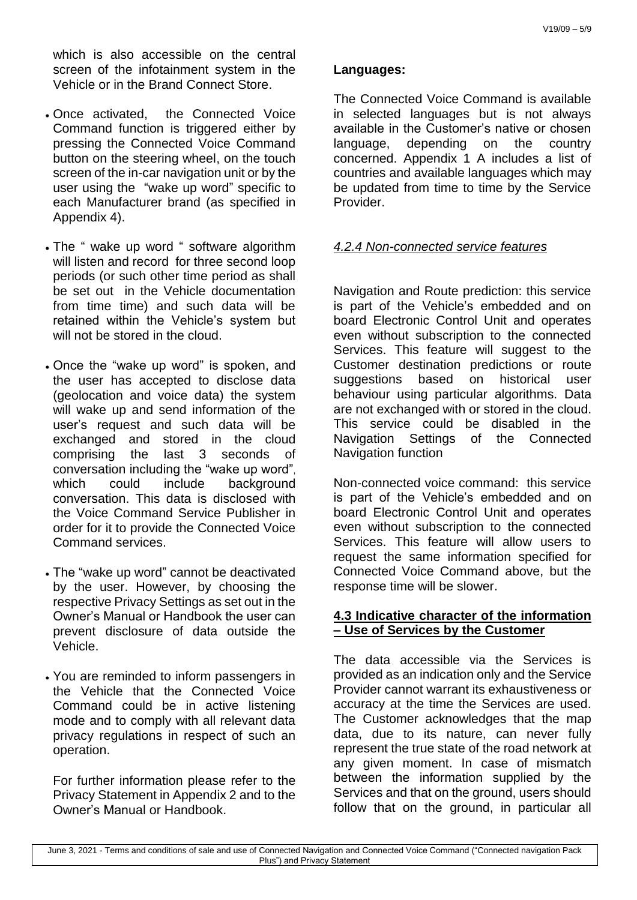which is also accessible on the central screen of the infotainment system in the Vehicle or in the Brand Connect Store.

- Once activated, the Connected Voice Command function is triggered either by pressing the Connected Voice Command button on the steering wheel, on the touch screen of the in-car navigation unit or by the user using the "wake up word" specific to each Manufacturer brand (as specified in Appendix 4).
- The " wake up word " software algorithm will listen and record for three second loop periods (or such other time period as shall be set out in the Vehicle documentation from time time) and such data will be retained within the Vehicle's system but will not be stored in the cloud.
- Once the "wake up word" is spoken, and the user has accepted to disclose data (geolocation and voice data) the system will wake up and send information of the user's request and such data will be exchanged and stored in the cloud comprising the last 3 seconds of conversation including the "wake up word", which could include background conversation. This data is disclosed with the Voice Command Service Publisher in order for it to provide the Connected Voice Command services.
- The "wake up word" cannot be deactivated by the user. However, by choosing the respective Privacy Settings as set out in the Owner's Manual or Handbook the user can prevent disclosure of data outside the Vehicle.
- You are reminded to inform passengers in the Vehicle that the Connected Voice Command could be in active listening mode and to comply with all relevant data privacy regulations in respect of such an operation.

For further information please refer to the Privacy Statement in Appendix 2 and to the Owner's Manual or Handbook.

**Languages:**

The Connected Voice Command is available in selected languages but is not always available in the Customer's native or chosen language, depending on the country concerned. Appendix 1 A includes a list of countries and available languages which may be updated from time to time by the Service Provider.

#### *4.2.4 Non-connected service features*

Navigation and Route prediction: this service is part of the Vehicle's embedded and on board Electronic Control Unit and operates even without subscription to the connected Services. This feature will suggest to the Customer destination predictions or route suggestions based on historical user behaviour using particular algorithms. Data are not exchanged with or stored in the cloud. This service could be disabled in the Navigation Settings of the Connected Navigation function

Non-connected voice command: this service is part of the Vehicle's embedded and on board Electronic Control Unit and operates even without subscription to the connected Services. This feature will allow users to request the same information specified for Connected Voice Command above, but the response time will be slower.

### 4.3 Indicative character of the information – Use of Services by the Customer

The data accessible via the Services is provided as an indication only and the Service Provider cannot warrant its exhaustiveness or accuracy at the time the Services are used. The Customer acknowledges that the map data, due to its nature, can never fully represent the true state of the road network at any given moment. In case of mismatch between the information supplied by the Services and that on the ground, users should follow that on the ground, in particular all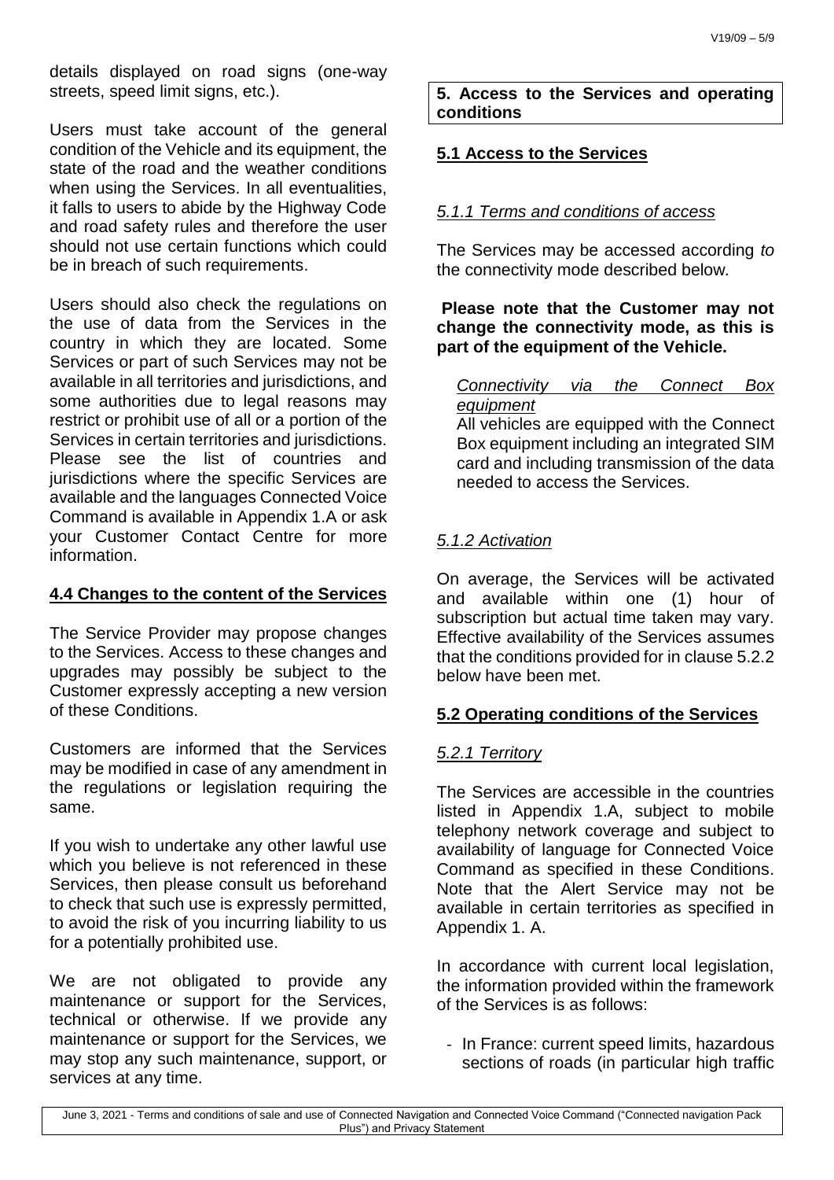details displayed on road signs (one-way streets, speed limit signs, etc.).

Users must take account of the general condition of the Vehicle and its equipment, the state of the road and the weather conditions when using the Services. In all eventualities, it falls to users to abide by the Highway Code and road safety rules and therefore the user should not use certain functions which could be in breach of such requirements.

Users should also check the regulations on the use of data from the Services in the country in which they are located. Some Services or part of such Services may not be available in all territories and jurisdictions, and some authorities due to legal reasons may restrict or prohibit use of all or a portion of the Services in certain territories and jurisdictions. Please see the list of countries and jurisdictions where the specific Services are available and the languages Connected Voice Command is available in Appendix 1.A or ask your Customer Contact Centre for more information.

### 4.4 Changes to the content of the Services

The Service Provider may propose changes to the Services. Access to these changes and upgrades may possibly be subject to the Customer expressly accepting a new version of these Conditions.

Customers are informed that the Services may be modified in case of any amendment in the regulations or legislation requiring the same.

If you wish to undertake any other lawful use which you believe is not referenced in these Services, then please consult us beforehand to check that such use is expressly permitted, to avoid the risk of you incurring liability to us for a potentially prohibited use.

We are not obligated to provide any maintenance or support for the Services, technical or otherwise. If we provide any maintenance or support for the Services, we may stop any such maintenance, support, or services at any time.

## 5. Access to the Services and operating conditions

### 5.1 Access to the Services

#### *5.1.1 Terms and conditions of access*

The Services may be accessed according *to* the connectivity mode described below.

**Please note that the Customer may not change the connectivity mode, as this is part of the equipment of the Vehicle.**

*Connectivity via the Connect Box equipment*

All vehicles are equipped with the Connect Box equipment including an integrated SIM card and including transmission of the data needed to access the Services.

#### *5.1.2 Activation*

On average, the Services will be activated and available within one (1) hour of subscription but actual time taken may vary. Effective availability of the Services assumes that the conditions provided for in clause 5.2.2 below have been met.

### 5.2 Operating conditions of the Services

#### *5.2.1 Territory*

The Services are accessible in the countries listed in Appendix 1.A, subject to mobile telephony network coverage and subject to availability of language for Connected Voice Command as specified in these Conditions. Note that the Alert Service may not be available in certain territories as specified in Appendix 1. A.

In accordance with current local legislation, the information provided within the framework of the Services is as follows:

- In France: current speed limits, hazardous sections of roads (in particular high traffic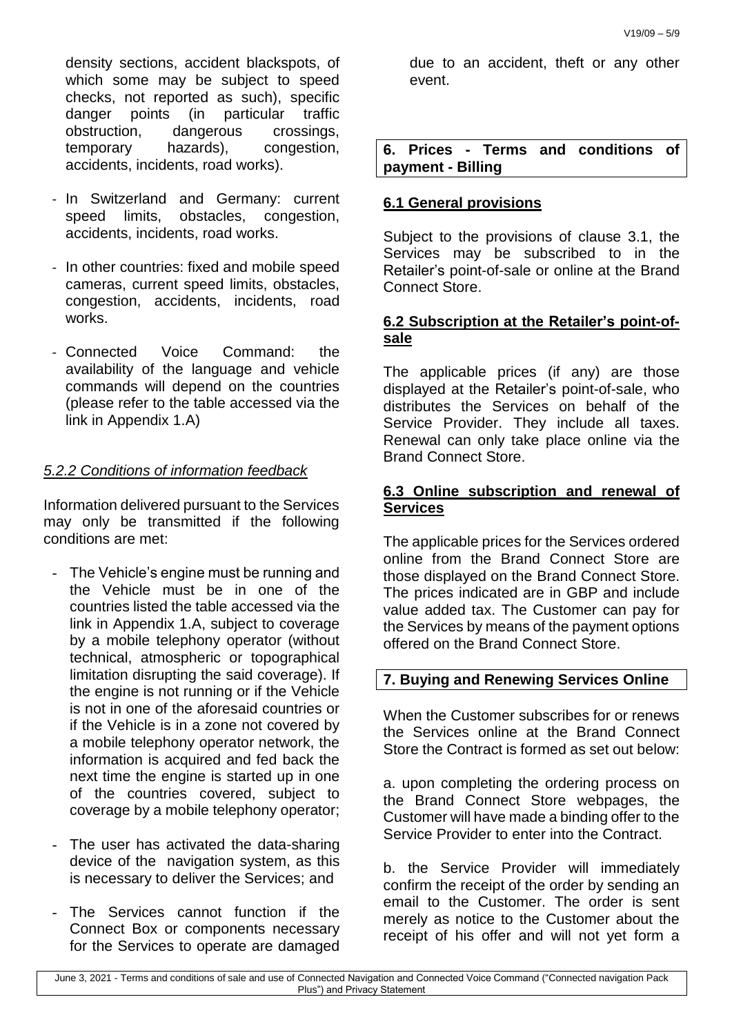density sections, accident blackspots, of which some may be subject to speed checks, not reported as such), specific danger points (in particular traffic obstruction, dangerous crossings, temporary hazards), congestion, accidents, incidents, road works).

- In Switzerland and Germany: current speed limits, obstacles, congestion, accidents, incidents, road works.
- In other countries: fixed and mobile speed cameras, current speed limits, obstacles, congestion, accidents, incidents, road works.
- Connected Voice Command: the availability of the language and vehicle commands will depend on the countries (please refer to the table accessed via the link in Appendix 1.A)

#### *5.2.2 Conditions of information feedback*

Information delivered pursuant to the Services may only be transmitted if the following conditions are met:

- The Vehicle's engine must be running and the Vehicle must be in one of the countries listed the table accessed via the link in Appendix 1.A, subject to coverage by a mobile telephony operator (without technical, atmospheric or topographical limitation disrupting the said coverage). If the engine is not running or if the Vehicle is not in one of the aforesaid countries or if the Vehicle is in a zone not covered by a mobile telephony operator network, the information is acquired and fed back the next time the engine is started up in one of the countries covered, subject to coverage by a mobile telephony operator;
- The user has activated the data-sharing device of the navigation system, as this is necessary to deliver the Services; and
- The Services cannot function if the Connect Box or components necessary for the Services to operate are damaged due to an accident, theft or any other event.

## 6. Prices - Terms and conditions of payment - Billing

### 6.1 General provisions

Subject to the provisions of clause 3.1, the Services may be subscribed to in the Retailer's point-of-sale or online at the Brand Connect Store.

### 6.2 Subscription at the Retailer's point-of-sale

The applicable prices (if any) are those displayed at the Retailer's point-of-sale, who distributes the Services on behalf of the Service Provider. They include all taxes. Renewal can only take place online via the Brand Connect Store.

### 6.3 Online subscription and renewal of Services

The applicable prices for the Services ordered online from the Brand Connect Store are those displayed on the Brand Connect Store. The prices indicated are in GBP and include value added tax. The Customer can pay for the Services by means of the payment options offered on the Brand Connect Store.

## 7. Buying and Renewing Services Online

When the Customer subscribes for or renews the Services online at the Brand Connect Store the Contract is formed as set out below:

a. upon completing the ordering process on the Brand Connect Store webpages, the Customer will have made a binding offer to the Service Provider to enter into the Contract.

b. the Service Provider will immediately confirm the receipt of the order by sending an email to the Customer. The order is sent merely as notice to the Customer about the receipt of his offer and will not yet form a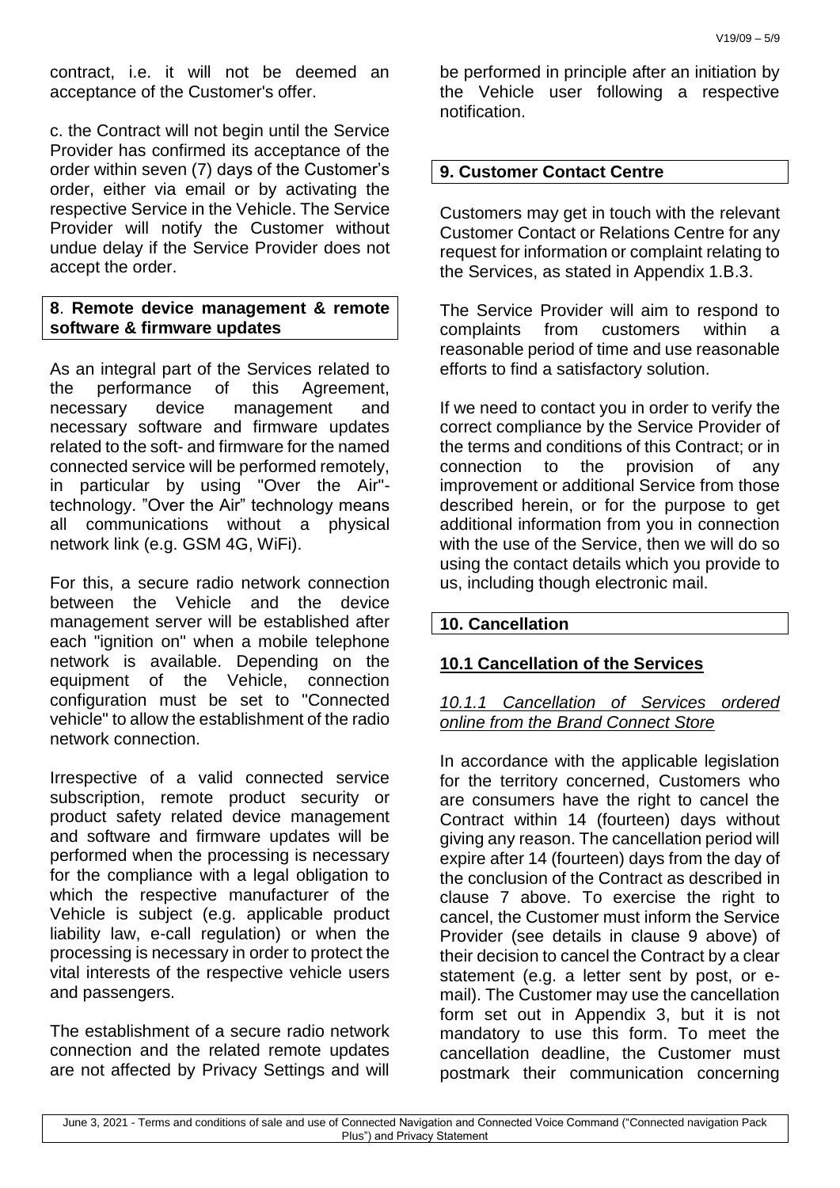contract, i.e. it will not be deemed an acceptance of the Customer's offer.

c. the Contract will not begin until the Service Provider has confirmed its acceptance of the order within seven (7) days of the Customer's order, either via email or by activating the respective Service in the Vehicle. The Service Provider will notify the Customer without undue delay if the Service Provider does not accept the order.

## 8. Remote device management & remote software & firmware updates

As an integral part of the Services related to the performance of this Agreement, necessary device management and necessary software and firmware updates related to the soft- and firmware for the named connected service will be performed remotely, in particular by using "Over the Air"-technology. "Over the Air" technology means all communications without a physical network link (e.g. GSM 4G, WiFi).

For this, a secure radio network connection between the Vehicle and the device management server will be established after each "ignition on" when a mobile telephone network is available. Depending on the equipment of the Vehicle, connection configuration must be set to "Connected vehicle" to allow the establishment of the radio network connection.

Irrespective of a valid connected service subscription, remote product security or product safety related device management and software and firmware updates will be performed when the processing is necessary for the compliance with a legal obligation to which the respective manufacturer of the Vehicle is subject (e.g. applicable product liability law, e-call regulation) or when the processing is necessary in order to protect the vital interests of the respective vehicle users and passengers.

The establishment of a secure radio network connection and the related remote updates are not affected by Privacy Settings and will be performed in principle after an initiation by the Vehicle user following a respective notification.

## 9. Customer Contact Centre

Customers may get in touch with the relevant Customer Contact or Relations Centre for any request for information or complaint relating to the Services, as stated in Appendix 1.B.3.

The Service Provider will aim to respond to complaints from customers within a reasonable period of time and use reasonable efforts to find a satisfactory solution.

If we need to contact you in order to verify the correct compliance by the Service Provider of the terms and conditions of this Contract; or in connection to the provision of any improvement or additional Service from those described herein, or for the purpose to get additional information from you in connection with the use of the Service, then we will do so using the contact details which you provide to us, including though electronic mail.

## 10. Cancellation

### 10.1 Cancellation of the Services

#### *10.1.1 Cancellation of Services ordered online from the Brand Connect Store*

In accordance with the applicable legislation for the territory concerned, Customers who are consumers have the right to cancel the Contract within 14 (fourteen) days without giving any reason. The cancellation period will expire after 14 (fourteen) days from the day of the conclusion of the Contract as described in clause 7 above. To exercise the right to cancel, the Customer must inform the Service Provider (see details in clause 9 above) of their decision to cancel the Contract by a clear statement (e.g. a letter sent by post, or e-mail). The Customer may use the cancellation form set out in Appendix 3, but it is not mandatory to use this form. To meet the cancellation deadline, the Customer must postmark their communication concerning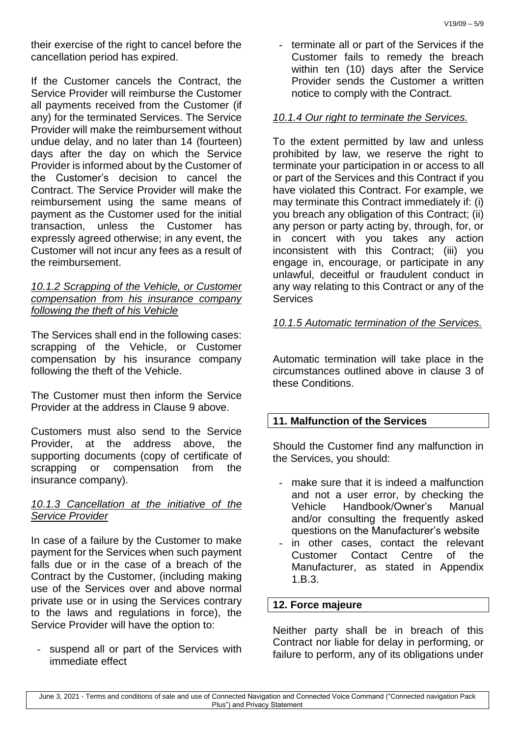their exercise of the right to cancel before the cancellation period has expired.

If the Customer cancels the Contract, the Service Provider will reimburse the Customer all payments received from the Customer (if any) for the terminated Services. The Service Provider will make the reimbursement without undue delay, and no later than 14 (fourteen) days after the day on which the Service Provider is informed about by the Customer of the Customer's decision to cancel the Contract. The Service Provider will make the reimbursement using the same means of payment as the Customer used for the initial transaction, unless the Customer has expressly agreed otherwise; in any event, the Customer will not incur any fees as a result of the reimbursement.

*10.1.2 Scrapping of the Vehicle, or Customer compensation from his insurance company following the theft of his Vehicle*

The Services shall end in the following cases: scrapping of the Vehicle, or Customer compensation by his insurance company following the theft of the Vehicle.

The Customer must then inform the Service Provider at the address in Clause 9 above.

Customers must also send to the Service Provider, at the address above, the supporting documents (copy of certificate of scrapping or compensation from the insurance company).

*10.1.3 Cancellation at the initiative of the Service Provider*

In case of a failure by the Customer to make payment for the Services when such payment falls due or in the case of a breach of the Contract by the Customer, (including making use of the Services over and above normal private use or in using the Services contrary to the laws and regulations in force), the Service Provider will have the option to:

- suspend all or part of the Services with immediate effect
- terminate all or part of the Services if the Customer fails to remedy the breach within ten (10) days after the Service Provider sends the Customer a written notice to comply with the Contract.

*10.1.4 Our right to terminate the Services.*

To the extent permitted by law and unless prohibited by law, we reserve the right to terminate your participation in or access to all or part of the Services and this Contract if you have violated this Contract. For example, we may terminate this Contract immediately if: (i) you breach any obligation of this Contract; (ii) any person or party acting by, through, for, or in concert with you takes any action inconsistent with this Contract; (iii) you engage in, encourage, or participate in any unlawful, deceitful or fraudulent conduct in any way relating to this Contract or any of the Services

*10.1.5 Automatic termination of the Services.*

Automatic termination will take place in the circumstances outlined above in clause 3 of these Conditions.

## 11. Malfunction of the Services

Should the Customer find any malfunction in the Services, you should:

- make sure that it is indeed a malfunction and not a user error, by checking the Vehicle Handbook/Owner's Manual and/or consulting the frequently asked questions on the Manufacturer's website
- in other cases, contact the relevant Customer Contact Centre of the Manufacturer, as stated in Appendix 1.B.3.

## 12. Force majeure

Neither party shall be in breach of this Contract nor liable for delay in performing, or failure to perform, any of its obligations under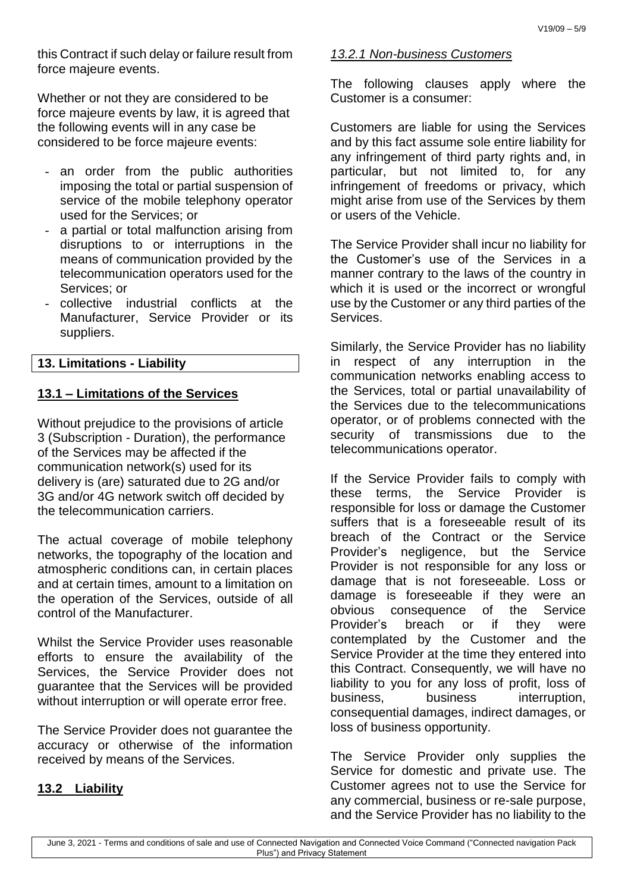this Contract if such delay or failure result from force majeure events.

Whether or not they are considered to be force majeure events by law, it is agreed that the following events will in any case be considered to be force majeure events:

- an order from the public authorities imposing the total or partial suspension of service of the mobile telephony operator used for the Services; or
- a partial or total malfunction arising from disruptions to or interruptions in the means of communication provided by the telecommunication operators used for the Services; or
- collective industrial conflicts at the Manufacturer, Service Provider or its suppliers.

## 13. Limitations - Liability

### 13.1 – Limitations of the Services

Without prejudice to the provisions of article 3 (Subscription - Duration), the performance of the Services may be affected if the communication network(s) used for its delivery is (are) saturated due to 2G and/or 3G and/or 4G network switch off decided by the telecommunication carriers.

The actual coverage of mobile telephony networks, the topography of the location and atmospheric conditions can, in certain places and at certain times, amount to a limitation on the operation of the Services, outside of all control of the Manufacturer.

Whilst the Service Provider uses reasonable efforts to ensure the availability of the Services, the Service Provider does not guarantee that the Services will be provided without interruption or will operate error free.

The Service Provider does not guarantee the accuracy or otherwise of the information received by means of the Services.

### 13.2 Liability

#### *13.2.1 Non-business Customers*

The following clauses apply where the Customer is a consumer:

Customers are liable for using the Services and by this fact assume sole entire liability for any infringement of third party rights and, in particular, but not limited to, for any infringement of freedoms or privacy, which might arise from use of the Services by them or users of the Vehicle.

The Service Provider shall incur no liability for the Customer's use of the Services in a manner contrary to the laws of the country in which it is used or the incorrect or wrongful use by the Customer or any third parties of the Services.

Similarly, the Service Provider has no liability in respect of any interruption in the communication networks enabling access to the Services, total or partial unavailability of the Services due to the telecommunications operator, or of problems connected with the security of transmissions due to the telecommunications operator.

If the Service Provider fails to comply with these terms, the Service Provider is responsible for loss or damage the Customer suffers that is a foreseeable result of its breach of the Contract or the Service Provider's negligence, but the Service Provider is not responsible for any loss or damage that is not foreseeable. Loss or damage is foreseeable if they were an obvious consequence of the Service Provider's breach or if they were contemplated by the Customer and the Service Provider at the time they entered into this Contract. Consequently, we will have no liability to you for any loss of profit, loss of business, business interruption, consequential damages, indirect damages, or loss of business opportunity.

The Service Provider only supplies the Service for domestic and private use. The Customer agrees not to use the Service for any commercial, business or re-sale purpose, and the Service Provider has no liability to the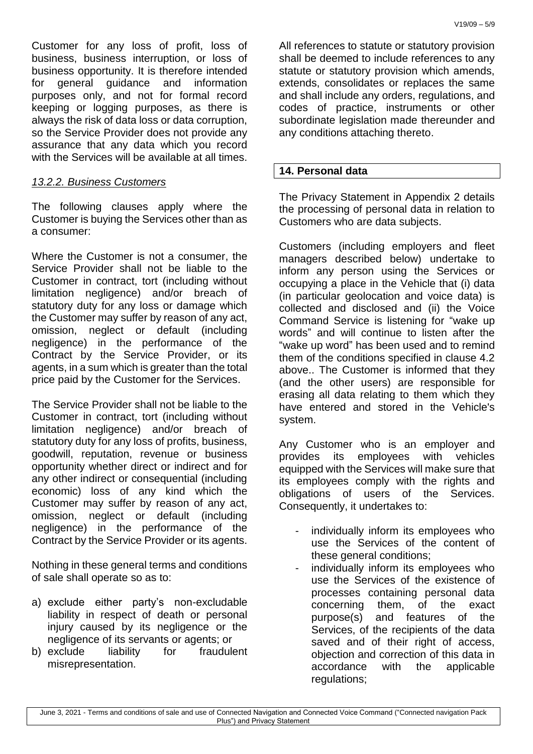Customer for any loss of profit, loss of business, business interruption, or loss of business opportunity. It is therefore intended for general guidance and information purposes only, and not for formal record keeping or logging purposes, as there is always the risk of data loss or data corruption, so the Service Provider does not provide any assurance that any data which you record with the Services will be available at all times.

*13.2.2. Business Customers*

The following clauses apply where the Customer is buying the Services other than as a consumer:

Where the Customer is not a consumer, the Service Provider shall not be liable to the Customer in contract, tort (including without limitation negligence) and/or breach of statutory duty for any loss or damage which the Customer may suffer by reason of any act, omission, neglect or default (including negligence) in the performance of the Contract by the Service Provider, or its agents, in a sum which is greater than the total price paid by the Customer for the Services.

The Service Provider shall not be liable to the Customer in contract, tort (including without limitation negligence) and/or breach of statutory duty for any loss of profits, business, goodwill, reputation, revenue or business opportunity whether direct or indirect and for any other indirect or consequential (including economic) loss of any kind which the Customer may suffer by reason of any act, omission, neglect or default (including negligence) in the performance of the Contract by the Service Provider or its agents.

Nothing in these general terms and conditions of sale shall operate so as to:

a) exclude either party's non-excludable liability in respect of death or personal injury caused by its negligence or the negligence of its servants or agents; or
b) exclude liability for fraudulent misrepresentation.

All references to statute or statutory provision shall be deemed to include references to any statute or statutory provision which amends, extends, consolidates or replaces the same and shall include any orders, regulations, and codes of practice, instruments or other subordinate legislation made thereunder and any conditions attaching thereto.

## 14. Personal data

The Privacy Statement in Appendix 2 details the processing of personal data in relation to Customers who are data subjects.

Customers (including employers and fleet managers described below) undertake to inform any person using the Services or occupying a place in the Vehicle that (i) data (in particular geolocation and voice data) is collected and disclosed and (ii) the Voice Command Service is listening for "wake up words" and will continue to listen after the "wake up word" has been used and to remind them of the conditions specified in clause 4.2 above.. The Customer is informed that they (and the other users) are responsible for erasing all data relating to them which they have entered and stored in the Vehicle's system.

Any Customer who is an employer and provides its employees with vehicles equipped with the Services will make sure that its employees comply with the rights and obligations of users of the Services. Consequently, it undertakes to:

- individually inform its employees who use the Services of the content of these general conditions;
- individually inform its employees who use the Services of the existence of processes containing personal data concerning them, of the exact purpose(s) and features of the Services, of the recipients of the data saved and of their right of access, objection and correction of this data in accordance with the applicable regulations;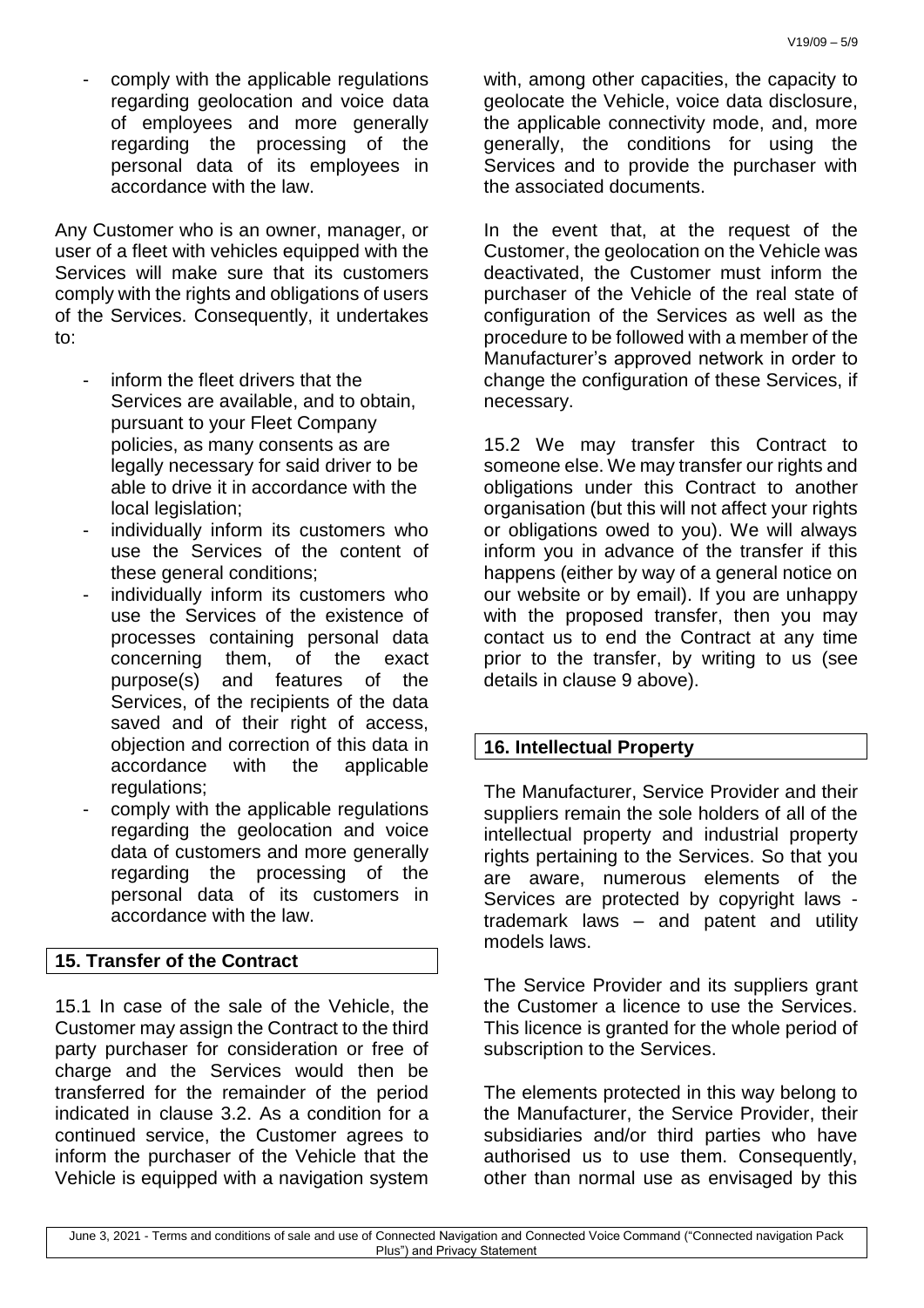- comply with the applicable regulations regarding geolocation and voice data of employees and more generally regarding the processing of the personal data of its employees in accordance with the law.

Any Customer who is an owner, manager, or user of a fleet with vehicles equipped with the Services will make sure that its customers comply with the rights and obligations of users of the Services. Consequently, it undertakes to:

- inform the fleet drivers that the Services are available, and to obtain, pursuant to your Fleet Company policies, as many consents as are legally necessary for said driver to be able to drive it in accordance with the local legislation;
- individually inform its customers who use the Services of the content of these general conditions;
- individually inform its customers who use the Services of the existence of processes containing personal data concerning them, of the exact purpose(s) and features of the Services, of the recipients of the data saved and of their right of access, objection and correction of this data in accordance with the applicable regulations;
- comply with the applicable regulations regarding the geolocation and voice data of customers and more generally regarding the processing of the personal data of its customers in accordance with the law.

## 15. Transfer of the Contract

15.1 In case of the sale of the Vehicle, the Customer may assign the Contract to the third party purchaser for consideration or free of charge and the Services would then be transferred for the remainder of the period indicated in clause 3.2. As a condition for a continued service, the Customer agrees to inform the purchaser of the Vehicle that the Vehicle is equipped with a navigation system with, among other capacities, the capacity to geolocate the Vehicle, voice data disclosure, the applicable connectivity mode, and, more generally, the conditions for using the Services and to provide the purchaser with the associated documents.

In the event that, at the request of the Customer, the geolocation on the Vehicle was deactivated, the Customer must inform the purchaser of the Vehicle of the real state of configuration of the Services as well as the procedure to be followed with a member of the Manufacturer's approved network in order to change the configuration of these Services, if necessary.

15.2 We may transfer this Contract to someone else. We may transfer our rights and obligations under this Contract to another organisation (but this will not affect your rights or obligations owed to you). We will always inform you in advance of the transfer if this happens (either by way of a general notice on our website or by email). If you are unhappy with the proposed transfer, then you may contact us to end the Contract at any time prior to the transfer, by writing to us (see details in clause 9 above).

## 16. Intellectual Property

The Manufacturer, Service Provider and their suppliers remain the sole holders of all of the intellectual property and industrial property rights pertaining to the Services. So that you are aware, numerous elements of the Services are protected by copyright laws - trademark laws – and patent and utility models laws.

The Service Provider and its suppliers grant the Customer a licence to use the Services. This licence is granted for the whole period of subscription to the Services.

The elements protected in this way belong to the Manufacturer, the Service Provider, their subsidiaries and/or third parties who have authorised us to use them. Consequently, other than normal use as envisaged by this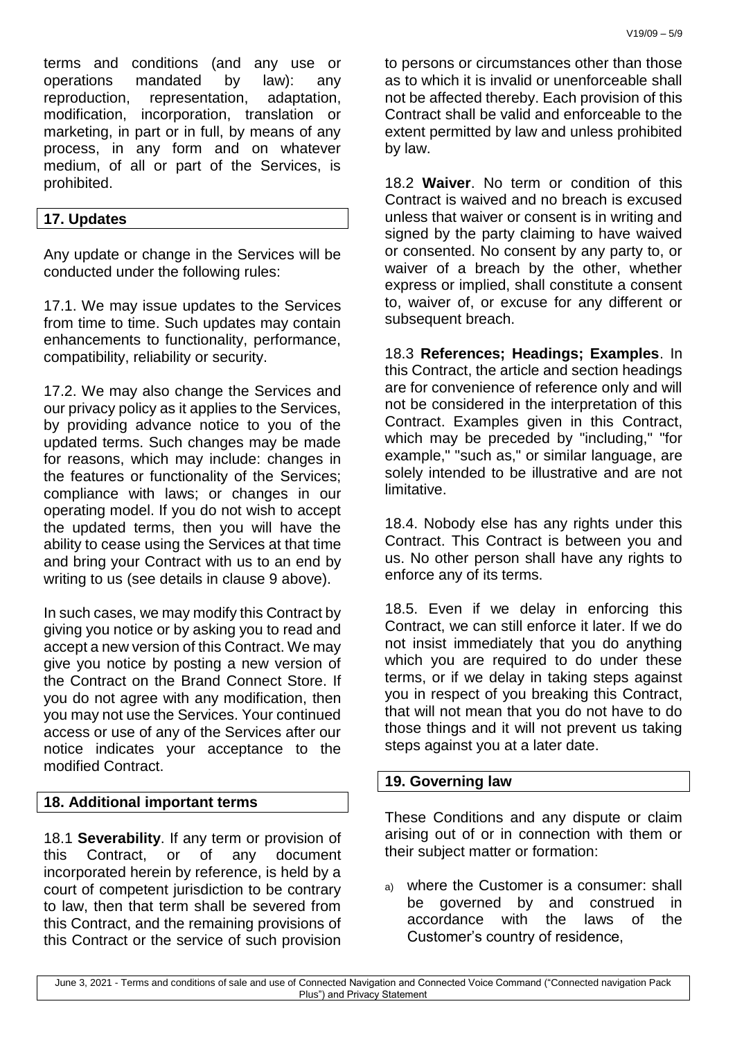terms and conditions (and any use or operations mandated by law): any reproduction, representation, adaptation, modification, incorporation, translation or marketing, in part or in full, by means of any process, in any form and on whatever medium, of all or part of the Services, is prohibited.

## 17. Updates

Any update or change in the Services will be conducted under the following rules:

17.1. We may issue updates to the Services from time to time. Such updates may contain enhancements to functionality, performance, compatibility, reliability or security.

17.2. We may also change the Services and our privacy policy as it applies to the Services, by providing advance notice to you of the updated terms. Such changes may be made for reasons, which may include: changes in the features or functionality of the Services; compliance with laws; or changes in our operating model. If you do not wish to accept the updated terms, then you will have the ability to cease using the Services at that time and bring your Contract with us to an end by writing to us (see details in clause 9 above).

In such cases, we may modify this Contract by giving you notice or by asking you to read and accept a new version of this Contract. We may give you notice by posting a new version of the Contract on the Brand Connect Store. If you do not agree with any modification, then you may not use the Services. Your continued access or use of any of the Services after our notice indicates your acceptance to the modified Contract.

## 18. Additional important terms

18.1 **Severability**. If any term or provision of this Contract, or of any document incorporated herein by reference, is held by a court of competent jurisdiction to be contrary to law, then that term shall be severed from this Contract, and the remaining provisions of this Contract or the service of such provision to persons or circumstances other than those as to which it is invalid or unenforceable shall not be affected thereby. Each provision of this Contract shall be valid and enforceable to the extent permitted by law and unless prohibited by law.

18.2 **Waiver**. No term or condition of this Contract is waived and no breach is excused unless that waiver or consent is in writing and signed by the party claiming to have waived or consented. No consent by any party to, or waiver of a breach by the other, whether express or implied, shall constitute a consent to, waiver of, or excuse for any different or subsequent breach.

18.3 **References; Headings; Examples**. In this Contract, the article and section headings are for convenience of reference only and will not be considered in the interpretation of this Contract. Examples given in this Contract, which may be preceded by "including," "for example," "such as," or similar language, are solely intended to be illustrative and are not limitative.

18.4. Nobody else has any rights under this Contract. This Contract is between you and us. No other person shall have any rights to enforce any of its terms.

18.5. Even if we delay in enforcing this Contract, we can still enforce it later. If we do not insist immediately that you do anything which you are required to do under these terms, or if we delay in taking steps against you in respect of you breaking this Contract, that will not mean that you do not have to do those things and it will not prevent us taking steps against you at a later date.

## 19. Governing law

These Conditions and any dispute or claim arising out of or in connection with them or their subject matter or formation:

a) where the Customer is a consumer: shall be governed by and construed in accordance with the laws of the Customer's country of residence,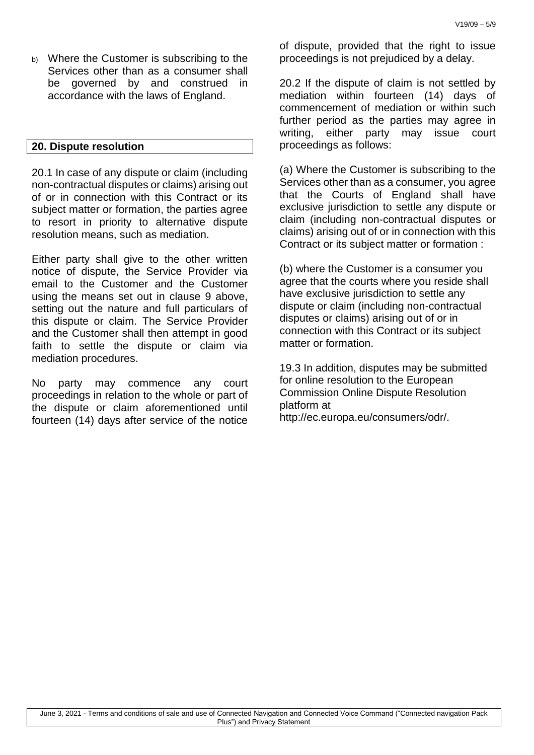b) Where the Customer is subscribing to the Services other than as a consumer shall be governed by and construed in accordance with the laws of England.

## 20. Dispute resolution

20.1 In case of any dispute or claim (including non-contractual disputes or claims) arising out of or in connection with this Contract or its subject matter or formation, the parties agree to resort in priority to alternative dispute resolution means, such as mediation.

Either party shall give to the other written notice of dispute, the Service Provider via email to the Customer and the Customer using the means set out in clause 9 above, setting out the nature and full particulars of this dispute or claim. The Service Provider and the Customer shall then attempt in good faith to settle the dispute or claim via mediation procedures.

No party may commence any court proceedings in relation to the whole or part of the dispute or claim aforementioned until fourteen (14) days after service of the notice of dispute, provided that the right to issue proceedings is not prejudiced by a delay.

20.2 If the dispute of claim is not settled by mediation within fourteen (14) days of commencement of mediation or within such further period as the parties may agree in writing, either party may issue court proceedings as follows:

(a) Where the Customer is subscribing to the Services other than as a consumer, you agree that the Courts of England shall have exclusive jurisdiction to settle any dispute or claim (including non-contractual disputes or claims) arising out of or in connection with this Contract or its subject matter or formation :

(b) where the Customer is a consumer you agree that the courts where you reside shall have exclusive jurisdiction to settle any dispute or claim (including non-contractual disputes or claims) arising out of or in connection with this Contract or its subject matter or formation.

19.3 In addition, disputes may be submitted for online resolution to the European Commission Online Dispute Resolution platform at http://ec.europa.eu/consumers/odr/.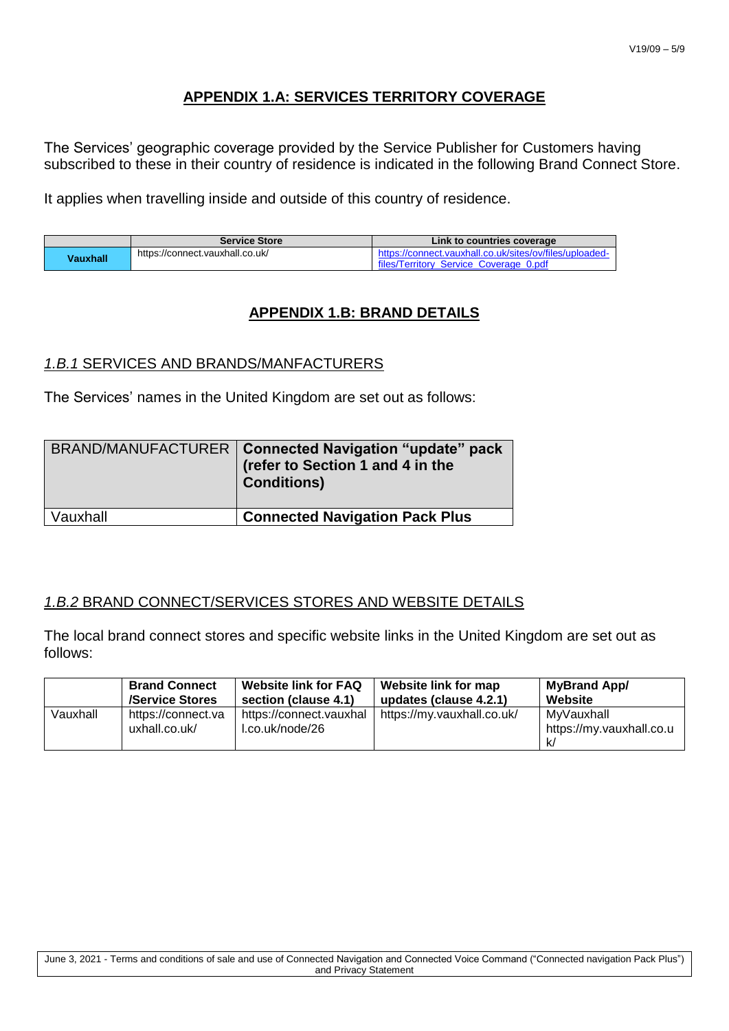## APPENDIX 1.A: SERVICES TERRITORY COVERAGE

The Services' geographic coverage provided by the Service Publisher for Customers having subscribed to these in their country of residence is indicated in the following Brand Connect Store.

It applies when travelling inside and outside of this country of residence.

| | Service Store | Link to countries coverage |
|---|---|---|
| **Vauxhall** | https://connect.vauxhall.co.uk/ | https://connect.vauxhall.co.uk/sites/ov/files/uploaded-files/Territory_Service_Coverage_0.pdf |

## APPENDIX 1.B: BRAND DETAILS

### *1.B.1* SERVICES AND BRANDS/MANFACTURERS

The Services' names in the United Kingdom are set out as follows:

| BRAND/MANUFACTURER | **Connected Navigation "update" pack (refer to Section 1 and 4 in the Conditions)** |
|---|---|
| Vauxhall | **Connected Navigation Pack Plus** |

### *1.B.2* BRAND CONNECT/SERVICES STORES AND WEBSITE DETAILS

The local brand connect stores and specific website links in the United Kingdom are set out as follows:

| | **Brand Connect /Service Stores** | **Website link for FAQ section (clause 4.1)** | **Website link for map updates (clause 4.2.1)** | **MyBrand App/ Website** |
|---|---|---|---|---|
| Vauxhall | https://connect.vauxhall.co.uk/ | https://connect.vauxhall.co.uk/node/26 | https://my.vauxhall.co.uk/ | MyVauxhall https://my.vauxhall.co.uk/ |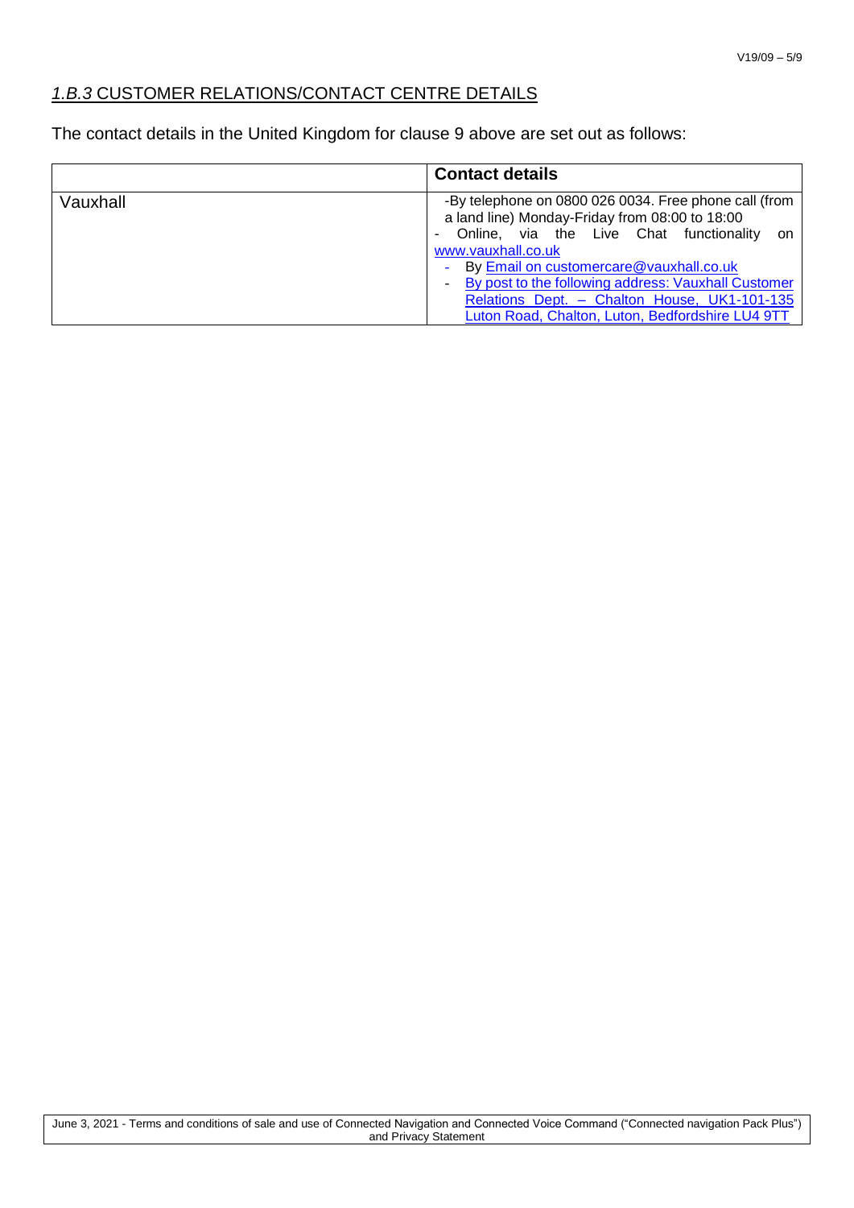## *1.B.3* CUSTOMER RELATIONS/CONTACT CENTRE DETAILS

The contact details in the United Kingdom for clause 9 above are set out as follows:

| | **Contact details** |
|---|---|
| Vauxhall | -By telephone on 0800 026 0034. Free phone call (from a land line) Monday-Friday from 08:00 to 18:00<br>- Online, via the Live Chat functionality on www.vauxhall.co.uk<br>- By Email on customercare@vauxhall.co.uk<br>- By post to the following address: Vauxhall Customer Relations Dept. – Chalton House, UK1-101-135 Luton Road, Chalton, Luton, Bedfordshire LU4 9TT |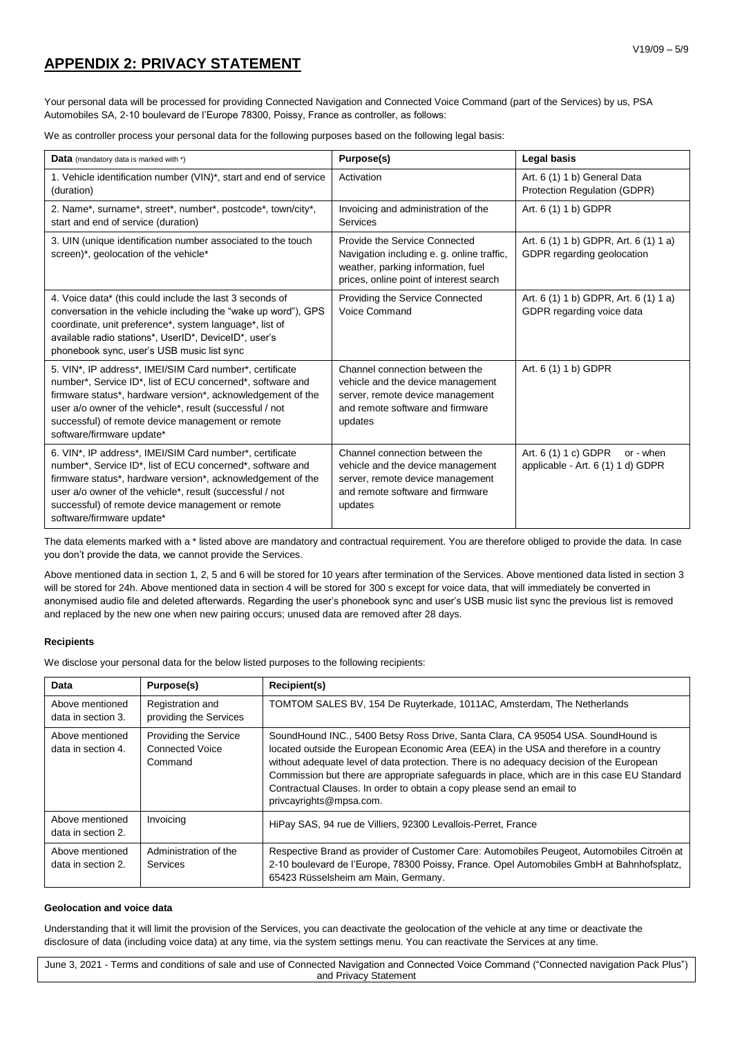## APPENDIX 2: PRIVACY STATEMENT

Your personal data will be processed for providing Connected Navigation and Connected Voice Command (part of the Services) by us, PSA Automobiles SA, 2-10 boulevard de l'Europe 78300, Poissy, France as controller, as follows:

We as controller process your personal data for the following purposes based on the following legal basis:

| **Data** (mandatory data is marked with *) | **Purpose(s)** | **Legal basis** |
|---|---|---|
| 1. Vehicle identification number (VIN)*, start and end of service (duration) | Activation | Art. 6 (1) 1 b) General Data Protection Regulation (GDPR) |
| 2. Name*, surname*, street*, number*, postcode*, town/city*, start and end of service (duration) | Invoicing and administration of the Services | Art. 6 (1) 1 b) GDPR |
| 3. UIN (unique identification number associated to the touch screen)*, geolocation of the vehicle* | Provide the Service Connected Navigation including e. g. online traffic, weather, parking information, fuel prices, online point of interest search | Art. 6 (1) 1 b) GDPR, Art. 6 (1) 1 a) GDPR regarding geolocation |
| 4. Voice data* (this could include the last 3 seconds of conversation in the vehicle including the "wake up word"), GPS coordinate, unit preference*, system language*, list of available radio stations*, UserID*, DeviceID*, user's phonebook sync, user's USB music list sync | Providing the Service Connected Voice Command | Art. 6 (1) 1 b) GDPR, Art. 6 (1) 1 a) GDPR regarding voice data |
| 5. VIN*, IP address*, IMEI/SIM Card number*, certificate number*, Service ID*, list of ECU concerned*, software and firmware status*, hardware version*, acknowledgement of the user a/o owner of the vehicle*, result (successful / not successful) of remote device management or remote software/firmware update* | Channel connection between the vehicle and the device management server, remote device management and remote software and firmware updates | Art. 6 (1) 1 b) GDPR |
| 6. VIN*, IP address*, IMEI/SIM Card number*, certificate number*, Service ID*, list of ECU concerned*, software and firmware status*, hardware version*, acknowledgement of the user a/o owner of the vehicle*, result (successful / not successful) of remote device management or remote software/firmware update* | Channel connection between the vehicle and the device management server, remote device management and remote software and firmware updates | Art. 6 (1) 1 c) GDPR or - when applicable - Art. 6 (1) 1 d) GDPR |

The data elements marked with a * listed above are mandatory and contractual requirement. You are therefore obliged to provide the data. In case you don't provide the data, we cannot provide the Services.

Above mentioned data in section 1, 2, 5 and 6 will be stored for 10 years after termination of the Services. Above mentioned data listed in section 3 will be stored for 24h. Above mentioned data in section 4 will be stored for 300 s except for voice data, that will immediately be converted in anonymised audio file and deleted afterwards. Regarding the user's phonebook sync and user's USB music list sync the previous list is removed and replaced by the new one when new pairing occurs; unused data are removed after 28 days.

**Recipients**

We disclose your personal data for the below listed purposes to the following recipients:

| **Data** | **Purpose(s)** | **Recipient(s)** |
|---|---|---|
| Above mentioned data in section 3. | Registration and providing the Services | TOMTOM SALES BV, 154 De Ruyterkade, 1011AC, Amsterdam, The Netherlands |
| Above mentioned data in section 4. | Providing the Service Connected Voice Command | SoundHound INC., 5400 Betsy Ross Drive, Santa Clara, CA 95054 USA. SoundHound is located outside the European Economic Area (EEA) in the USA and therefore in a country without adequate level of data protection. There is no adequacy decision of the European Commission but there are appropriate safeguards in place, which are in this case EU Standard Contractual Clauses. In order to obtain a copy please send an email to privcayrights@mpsa.com. |
| Above mentioned data in section 2. | Invoicing | HiPay SAS, 94 rue de Villiers, 92300 Levallois-Perret, France |
| Above mentioned data in section 2. | Administration of the Services | Respective Brand as provider of Customer Care: Automobiles Peugeot, Automobiles Citroën at 2-10 boulevard de l'Europe, 78300 Poissy, France. Opel Automobiles GmbH at Bahnhofsplatz, 65423 Rüsselsheim am Main, Germany. |

**Geolocation and voice data**

Understanding that it will limit the provision of the Services, you can deactivate the geolocation of the vehicle at any time or deactivate the disclosure of data (including voice data) at any time, via the system settings menu. You can reactivate the Services at any time.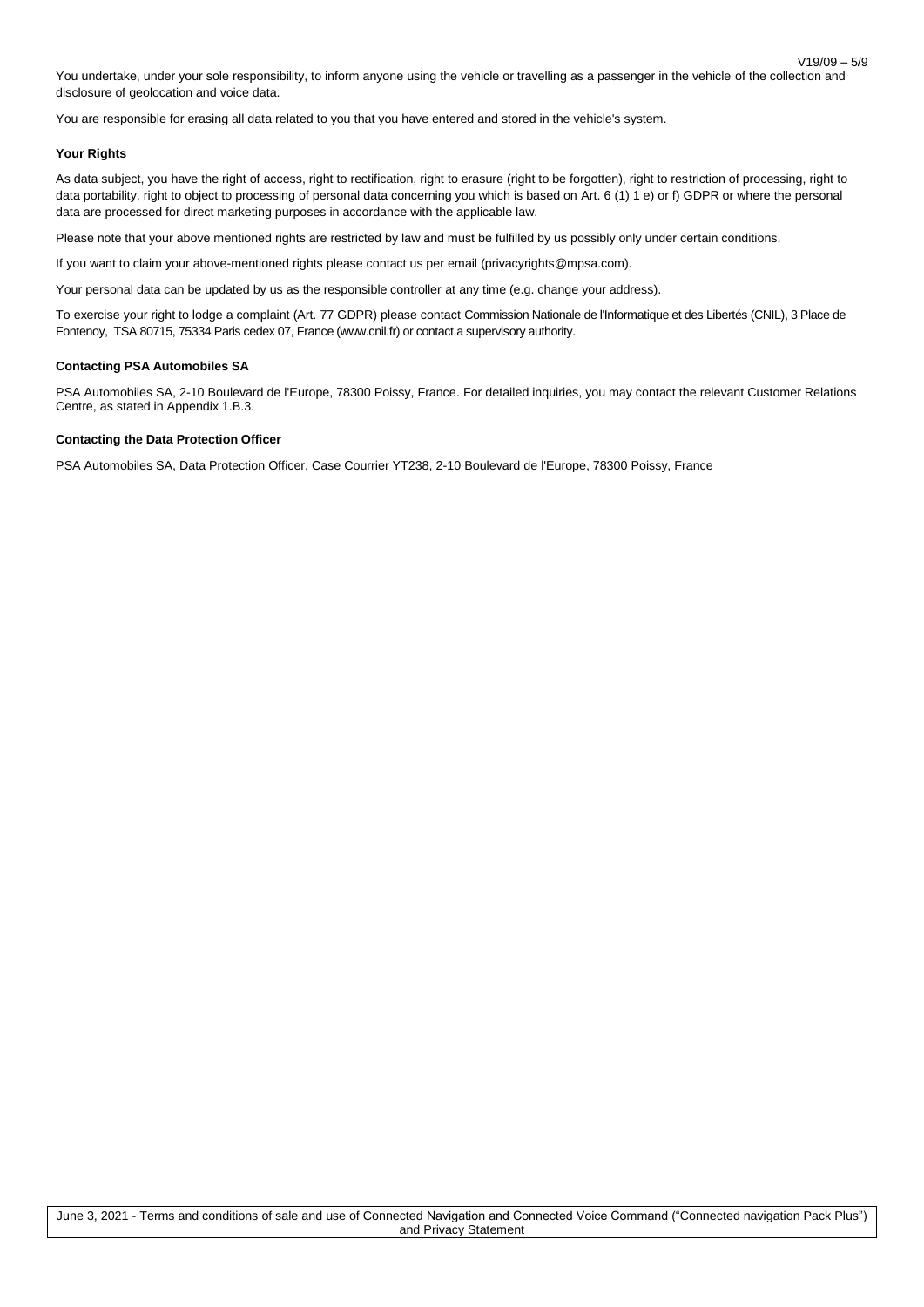You undertake, under your sole responsibility, to inform anyone using the vehicle or travelling as a passenger in the vehicle of the collection and disclosure of geolocation and voice data.

You are responsible for erasing all data related to you that you have entered and stored in the vehicle's system.

**Your Rights**

As data subject, you have the right of access, right to rectification, right to erasure (right to be forgotten), right to restriction of processing, right to data portability, right to object to processing of personal data concerning you which is based on Art. 6 (1) 1 e) or f) GDPR or where the personal data are processed for direct marketing purposes in accordance with the applicable law.

Please note that your above mentioned rights are restricted by law and must be fulfilled by us possibly only under certain conditions.

If you want to claim your above-mentioned rights please contact us per email (privacyrights@mpsa.com).

Your personal data can be updated by us as the responsible controller at any time (e.g. change your address).

To exercise your right to lodge a complaint (Art. 77 GDPR) please contact Commission Nationale de l'Informatique et des Libertés (CNIL), 3 Place de Fontenoy, TSA 80715, 75334 Paris cedex 07, France (www.cnil.fr) or contact a supervisory authority.

**Contacting PSA Automobiles SA**

PSA Automobiles SA, 2-10 Boulevard de l'Europe, 78300 Poissy, France. For detailed inquiries, you may contact the relevant Customer Relations Centre, as stated in Appendix 1.B.3.

**Contacting the Data Protection Officer**

PSA Automobiles SA, Data Protection Officer, Case Courrier YT238, 2-10 Boulevard de l'Europe, 78300 Poissy, France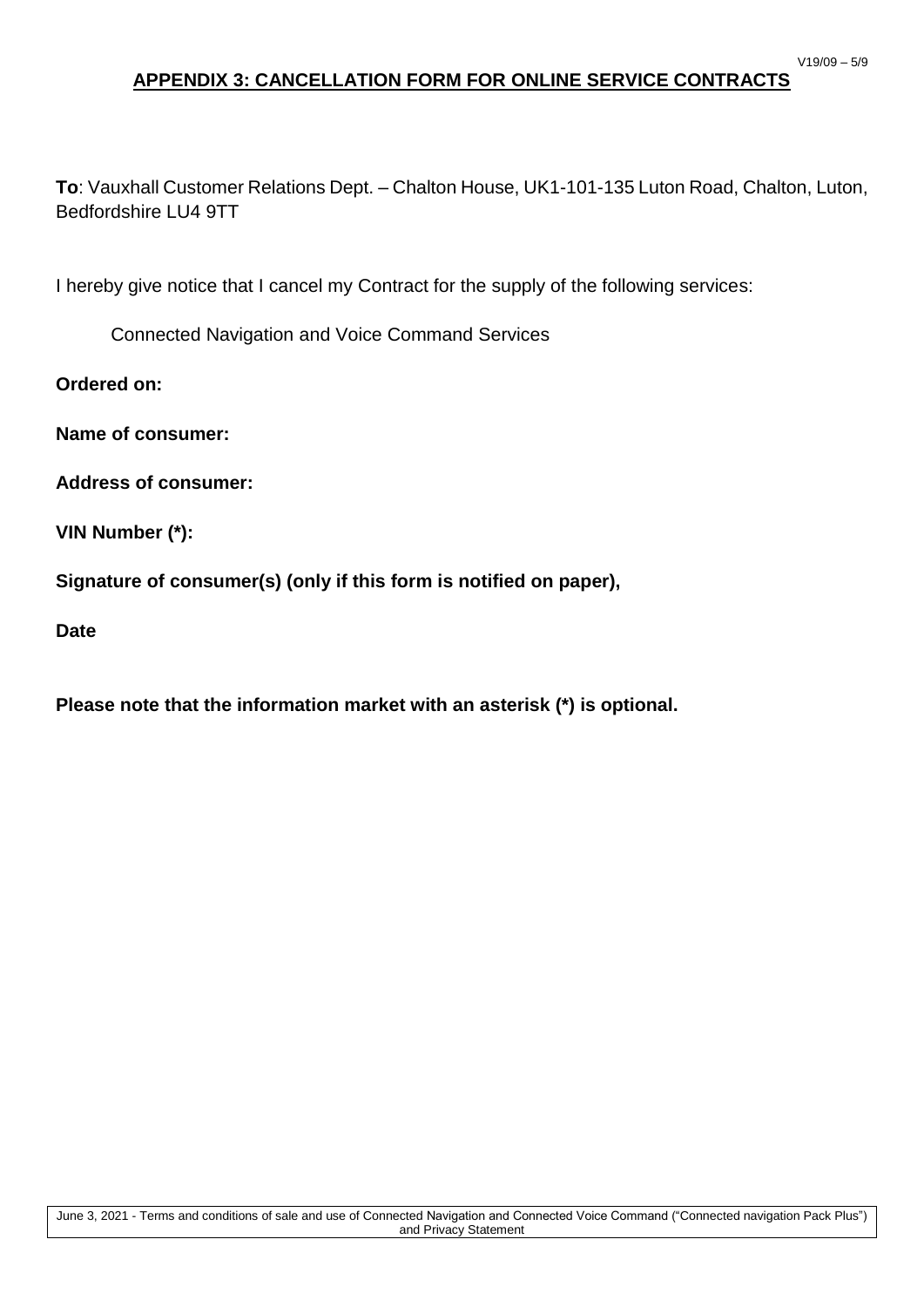## APPENDIX 3: CANCELLATION FORM FOR ONLINE SERVICE CONTRACTS

**To**: Vauxhall Customer Relations Dept. – Chalton House, UK1-101-135 Luton Road, Chalton, Luton, Bedfordshire LU4 9TT

I hereby give notice that I cancel my Contract for the supply of the following services:

Connected Navigation and Voice Command Services

**Ordered on:**

**Name of consumer:**

**Address of consumer:**

**VIN Number (*):**

**Signature of consumer(s) (only if this form is notified on paper),**

**Date**

**Please note that the information market with an asterisk (*) is optional.**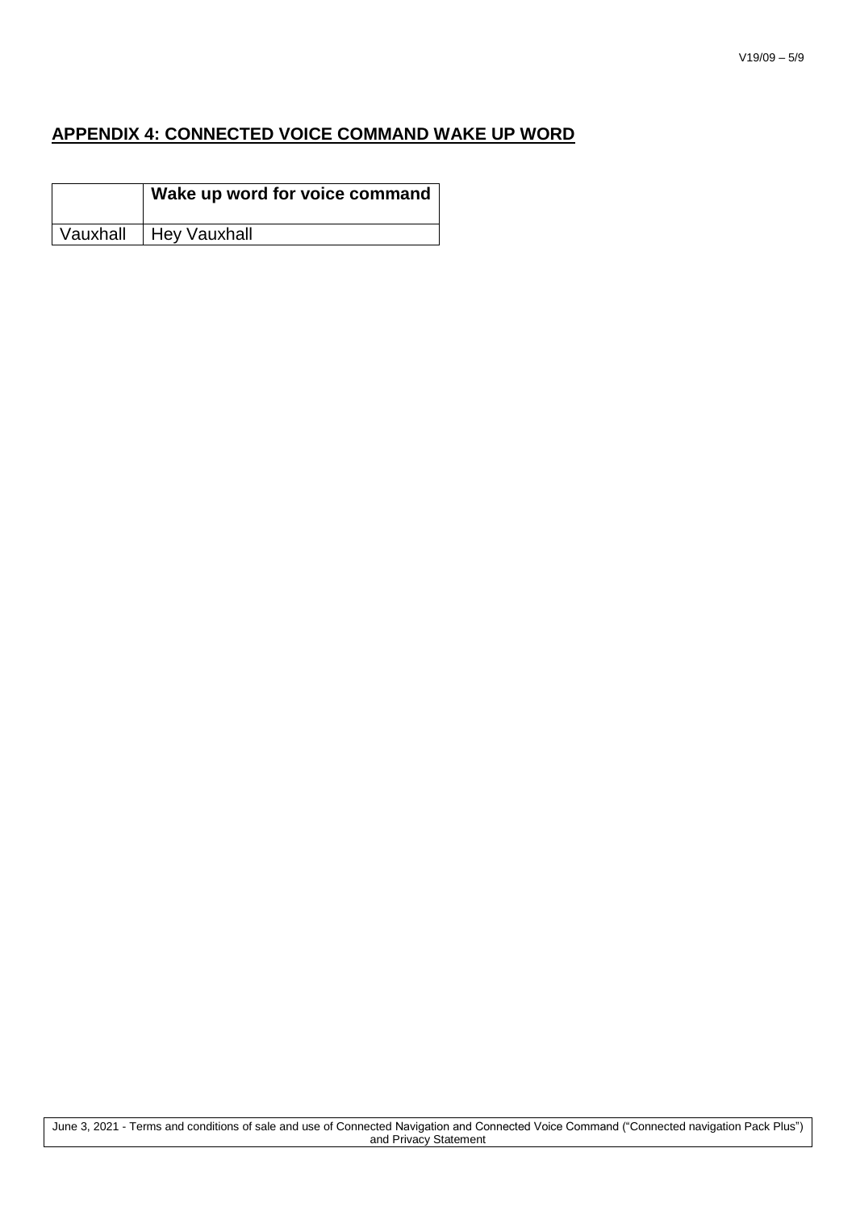## APPENDIX 4: CONNECTED VOICE COMMAND WAKE UP WORD

| | **Wake up word for voice command** |
|---|---|
| Vauxhall | Hey Vauxhall |